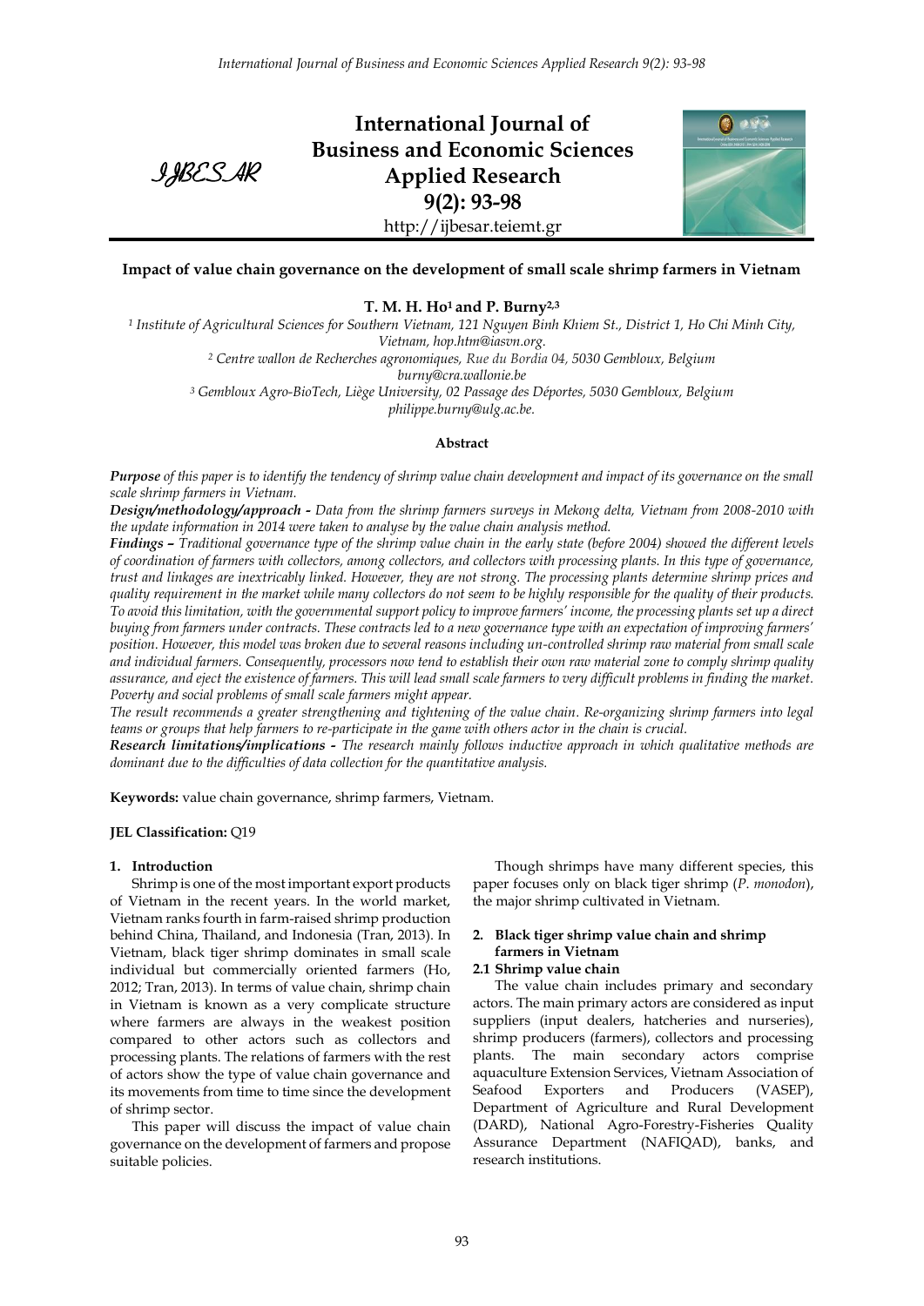IJBESAR

# International Journal of Business and Economic Sciences Applied Research

**9(2): 93-98**

http://ijbesar.teiemt.gr

## Impact of value chain governance on the development of small scale shrimp farmers in Vietnam

**T. M. H. Ho[1] and P. Burny[2,3]**

[1] *Institute of Agricultural Sciences for Southern Vietnam, 121 Nguyen Binh Khiem St., District 1, Ho Chi Minh City, Vietnam, hop.htm@iasvn.org.*

[2] *Centre wallon de Recherches agronomiques, Rue du Bordia 04, 5030 Gembloux, Belgium burny@cra.wallonie.be*

[3] *Gembloux Agro-BioTech, Liège University, 02 Passage des Déportes, 5030 Gembloux, Belgium philippe.burny@ulg.ac.be.*

### Abstract

***Purpose*** *of this paper is to identify the tendency of shrimp value chain development and impact of its governance on the small scale shrimp farmers in Vietnam.*

***Design/methodology/approach -*** *Data from the shrimp farmers surveys in Mekong delta, Vietnam from 2008-2010 with the update information in 2014 were taken to analyse by the value chain analysis method.*

***Findings –*** *Traditional governance type of the shrimp value chain in the early state (before 2004) showed the different levels of coordination of farmers with collectors, among collectors, and collectors with processing plants. In this type of governance, trust and linkages are inextricably linked. However, they are not strong. The processing plants determine shrimp prices and quality requirement in the market while many collectors do not seem to be highly responsible for the quality of their products. To avoid this limitation, with the governmental support policy to improve farmers' income, the processing plants set up a direct buying from farmers under contracts. These contracts led to a new governance type with an expectation of improving farmers' position. However, this model was broken due to several reasons including un-controlled shrimp raw material from small scale and individual farmers. Consequently, processors now tend to establish their own raw material zone to comply shrimp quality assurance, and eject the existence of farmers. This will lead small scale farmers to very difficult problems in finding the market. Poverty and social problems of small scale farmers might appear.*

*The result recommends a greater strengthening and tightening of the value chain. Re-organizing shrimp farmers into legal teams or groups that help farmers to re-participate in the game with others actor in the chain is crucial.*

***Research limitations/implications -*** *The research mainly follows inductive approach in which qualitative methods are dominant due to the difficulties of data collection for the quantitative analysis.*

**Keywords:** value chain governance, shrimp farmers, Vietnam.

**JEL Classification:** Q19

## 1. Introduction

Shrimp is one of the most important export products of Vietnam in the recent years. In the world market, Vietnam ranks fourth in farm-raised shrimp production behind China, Thailand, and Indonesia (Tran, 2013). In Vietnam, black tiger shrimp dominates in small scale individual but commercially oriented farmers (Ho, 2012; Tran, 2013). In terms of value chain, shrimp chain in Vietnam is known as a very complicate structure where farmers are always in the weakest position compared to other actors such as collectors and processing plants. The relations of farmers with the rest of actors show the type of value chain governance and its movements from time to time since the development of shrimp sector.

This paper will discuss the impact of value chain governance on the development of farmers and propose suitable policies.

Though shrimps have many different species, this paper focuses only on black tiger shrimp (*P. monodon*), the major shrimp cultivated in Vietnam.

## 2. Black tiger shrimp value chain and shrimp farmers in Vietnam

### 2.1 Shrimp value chain

The value chain includes primary and secondary actors. The main primary actors are considered as input suppliers (input dealers, hatcheries and nurseries), shrimp producers (farmers), collectors and processing plants. The main secondary actors comprise aquaculture Extension Services, Vietnam Association of Seafood Exporters and Producers (VASEP), Department of Agriculture and Rural Development (DARD), National Agro-Forestry-Fisheries Quality Assurance Department (NAFIQAD), banks, and research institutions.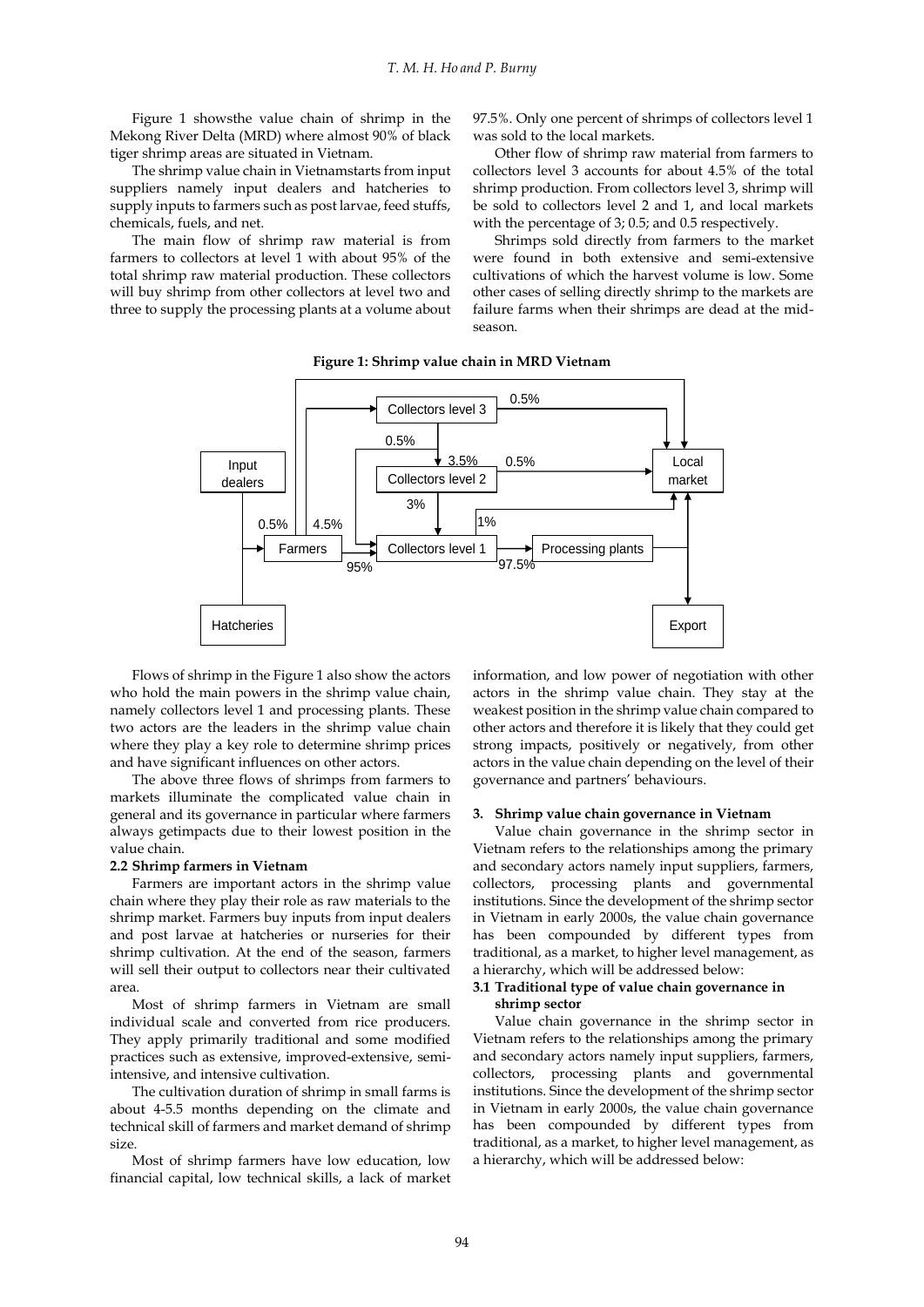Figure 1 showsthe value chain of shrimp in the Mekong River Delta (MRD) where almost 90% of black tiger shrimp areas are situated in Vietnam.

The shrimp value chain in Vietnamstarts from input suppliers namely input dealers and hatcheries to supply inputs to farmers such as post larvae, feed stuffs, chemicals, fuels, and net.

The main flow of shrimp raw material is from farmers to collectors at level 1 with about 95% of the total shrimp raw material production. These collectors will buy shrimp from other collectors at level two and three to supply the processing plants at a volume about 97.5%. Only one percent of shrimps of collectors level 1 was sold to the local markets.

Other flow of shrimp raw material from farmers to collectors level 3 accounts for about 4.5% of the total shrimp production. From collectors level 3, shrimp will be sold to collectors level 2 and 1, and local markets with the percentage of 3; 0.5; and 0.5 respectively.

Shrimps sold directly from farmers to the market were found in both extensive and semi-extensive cultivations of which the harvest volume is low. Some other cases of selling directly shrimp to the markets are failure farms when their shrimps are dead at the mid-season.

**Figure 1: Shrimp value chain in MRD Vietnam**

Flows of shrimp in the Figure 1 also show the actors who hold the main powers in the shrimp value chain, namely collectors level 1 and processing plants. These two actors are the leaders in the shrimp value chain where they play a key role to determine shrimp prices and have significant influences on other actors.

The above three flows of shrimps from farmers to markets illuminate the complicated value chain in general and its governance in particular where farmers always getimpacts due to their lowest position in the value chain.

**2.2 Shrimp farmers in Vietnam**

Farmers are important actors in the shrimp value chain where they play their role as raw materials to the shrimp market. Farmers buy inputs from input dealers and post larvae at hatcheries or nurseries for their shrimp cultivation. At the end of the season, farmers will sell their output to collectors near their cultivated area.

Most of shrimp farmers in Vietnam are small individual scale and converted from rice producers. They apply primarily traditional and some modified practices such as extensive, improved-extensive, semi-intensive, and intensive cultivation.

The cultivation duration of shrimp in small farms is about 4-5.5 months depending on the climate and technical skill of farmers and market demand of shrimp size.

Most of shrimp farmers have low education, low financial capital, low technical skills, a lack of market information, and low power of negotiation with other actors in the shrimp value chain. They stay at the weakest position in the shrimp value chain compared to other actors and therefore it is likely that they could get strong impacts, positively or negatively, from other actors in the value chain depending on the level of their governance and partners' behaviours.

**3. Shrimp value chain governance in Vietnam**

Value chain governance in the shrimp sector in Vietnam refers to the relationships among the primary and secondary actors namely input suppliers, farmers, collectors, processing plants and governmental institutions. Since the development of the shrimp sector in Vietnam in early 2000s, the value chain governance has been compounded by different types from traditional, as a market, to higher level management, as a hierarchy, which will be addressed below:

**3.1 Traditional type of value chain governance in shrimp sector**

Value chain governance in the shrimp sector in Vietnam refers to the relationships among the primary and secondary actors namely input suppliers, farmers, collectors, processing plants and governmental institutions. Since the development of the shrimp sector in Vietnam in early 2000s, the value chain governance has been compounded by different types from traditional, as a market, to higher level management, as a hierarchy, which will be addressed below: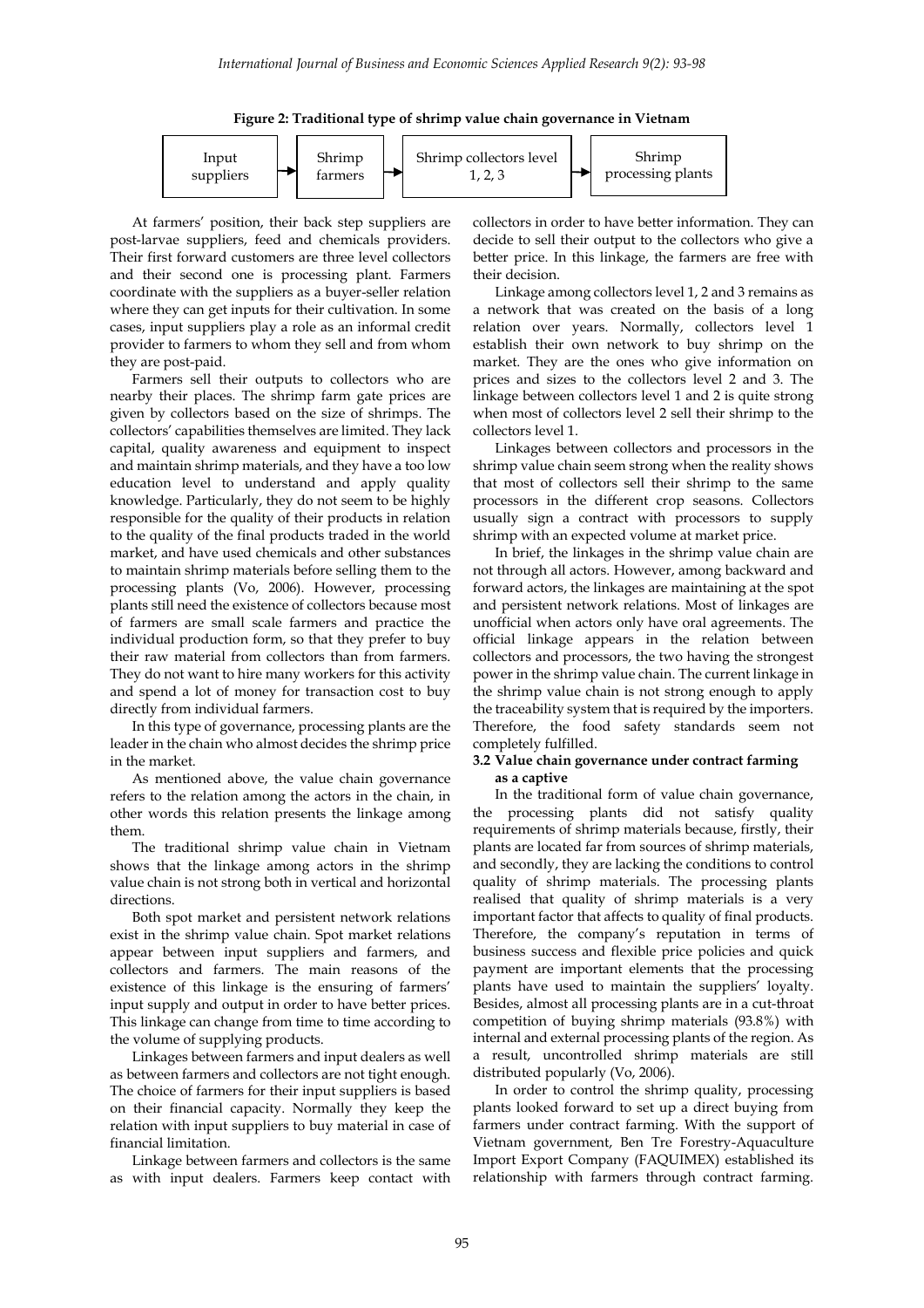**Figure 2: Traditional type of shrimp value chain governance in Vietnam**

Input suppliers → Shrimp farmers → Shrimp collectors level 1, 2, 3 → Shrimp processing plants

At farmers' position, their back step suppliers are post-larvae suppliers, feed and chemicals providers. Their first forward customers are three level collectors and their second one is processing plant. Farmers coordinate with the suppliers as a buyer-seller relation where they can get inputs for their cultivation. In some cases, input suppliers play a role as an informal credit provider to farmers to whom they sell and from whom they are post-paid.

Farmers sell their outputs to collectors who are nearby their places. The shrimp farm gate prices are given by collectors based on the size of shrimps. The collectors' capabilities themselves are limited. They lack capital, quality awareness and equipment to inspect and maintain shrimp materials, and they have a too low education level to understand and apply quality knowledge. Particularly, they do not seem to be highly responsible for the quality of their products in relation to the quality of the final products traded in the world market, and have used chemicals and other substances to maintain shrimp materials before selling them to the processing plants (Vo, 2006). However, processing plants still need the existence of collectors because most of farmers are small scale farmers and practice the individual production form, so that they prefer to buy their raw material from collectors than from farmers. They do not want to hire many workers for this activity and spend a lot of money for transaction cost to buy directly from individual farmers.

In this type of governance, processing plants are the leader in the chain who almost decides the shrimp price in the market.

As mentioned above, the value chain governance refers to the relation among the actors in the chain, in other words this relation presents the linkage among them.

The traditional shrimp value chain in Vietnam shows that the linkage among actors in the shrimp value chain is not strong both in vertical and horizontal directions.

Both spot market and persistent network relations exist in the shrimp value chain. Spot market relations appear between input suppliers and farmers, and collectors and farmers. The main reasons of the existence of this linkage is the ensuring of farmers' input supply and output in order to have better prices. This linkage can change from time to time according to the volume of supplying products.

Linkages between farmers and input dealers as well as between farmers and collectors are not tight enough. The choice of farmers for their input suppliers is based on their financial capacity. Normally they keep the relation with input suppliers to buy material in case of financial limitation.

Linkage between farmers and collectors is the same as with input dealers. Farmers keep contact with collectors in order to have better information. They can decide to sell their output to the collectors who give a better price. In this linkage, the farmers are free with their decision.

Linkage among collectors level 1, 2 and 3 remains as a network that was created on the basis of a long relation over years. Normally, collectors level 1 establish their own network to buy shrimp on the market. They are the ones who give information on prices and sizes to the collectors level 2 and 3. The linkage between collectors level 1 and 2 is quite strong when most of collectors level 2 sell their shrimp to the collectors level 1.

Linkages between collectors and processors in the shrimp value chain seem strong when the reality shows that most of collectors sell their shrimp to the same processors in the different crop seasons. Collectors usually sign a contract with processors to supply shrimp with an expected volume at market price.

In brief, the linkages in the shrimp value chain are not through all actors. However, among backward and forward actors, the linkages are maintaining at the spot and persistent network relations. Most of linkages are unofficial when actors only have oral agreements. The official linkage appears in the relation between collectors and processors, the two having the strongest power in the shrimp value chain. The current linkage in the shrimp value chain is not strong enough to apply the traceability system that is required by the importers. Therefore, the food safety standards seem not completely fulfilled.

### 3.2 Value chain governance under contract farming as a captive

In the traditional form of value chain governance, the processing plants did not satisfy quality requirements of shrimp materials because, firstly, their plants are located far from sources of shrimp materials, and secondly, they are lacking the conditions to control quality of shrimp materials. The processing plants realised that quality of shrimp materials is a very important factor that affects to quality of final products. Therefore, the company's reputation in terms of business success and flexible price policies and quick payment are important elements that the processing plants have used to maintain the suppliers' loyalty. Besides, almost all processing plants are in a cut-throat competition of buying shrimp materials (93.8%) with internal and external processing plants of the region. As a result, uncontrolled shrimp materials are still distributed popularly (Vo, 2006).

In order to control the shrimp quality, processing plants looked forward to set up a direct buying from farmers under contract farming. With the support of Vietnam government, Ben Tre Forestry-Aquaculture Import Export Company (FAQUIMEX) established its relationship with farmers through contract farming.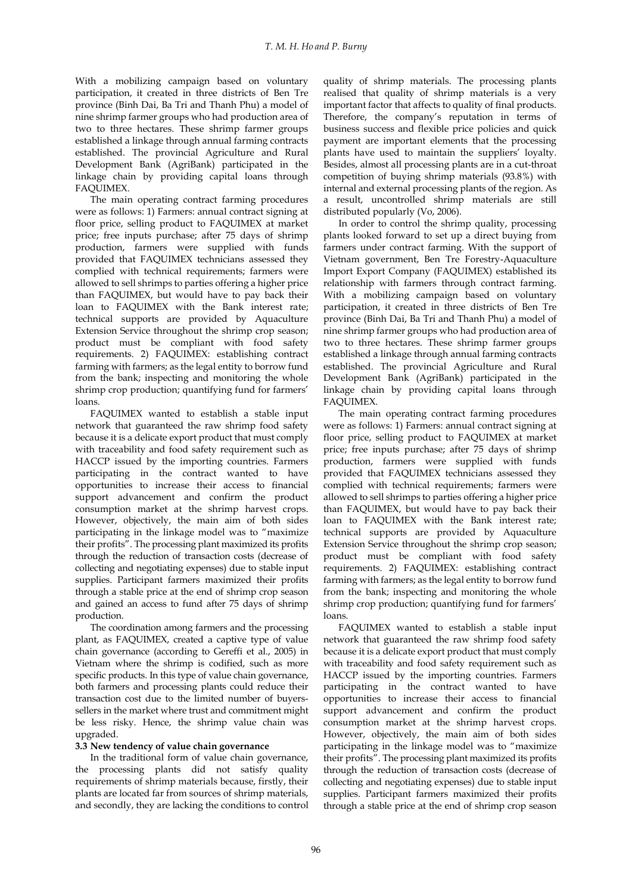With a mobilizing campaign based on voluntary participation, it created in three districts of Ben Tre province (Binh Dai, Ba Tri and Thanh Phu) a model of nine shrimp farmer groups who had production area of two to three hectares. These shrimp farmer groups established a linkage through annual farming contracts established. The provincial Agriculture and Rural Development Bank (AgriBank) participated in the linkage chain by providing capital loans through FAQUIMEX.

The main operating contract farming procedures were as follows: 1) Farmers: annual contract signing at floor price, selling product to FAQUIMEX at market price; free inputs purchase; after 75 days of shrimp production, farmers were supplied with funds provided that FAQUIMEX technicians assessed they complied with technical requirements; farmers were allowed to sell shrimps to parties offering a higher price than FAQUIMEX, but would have to pay back their loan to FAQUIMEX with the Bank interest rate; technical supports are provided by Aquaculture Extension Service throughout the shrimp crop season; product must be compliant with food safety requirements. 2) FAQUIMEX: establishing contract farming with farmers; as the legal entity to borrow fund from the bank; inspecting and monitoring the whole shrimp crop production; quantifying fund for farmers' loans.

FAQUIMEX wanted to establish a stable input network that guaranteed the raw shrimp food safety because it is a delicate export product that must comply with traceability and food safety requirement such as HACCP issued by the importing countries. Farmers participating in the contract wanted to have opportunities to increase their access to financial support advancement and confirm the product consumption market at the shrimp harvest crops. However, objectively, the main aim of both sides participating in the linkage model was to "maximize their profits". The processing plant maximized its profits through the reduction of transaction costs (decrease of collecting and negotiating expenses) due to stable input supplies. Participant farmers maximized their profits through a stable price at the end of shrimp crop season and gained an access to fund after 75 days of shrimp production.

The coordination among farmers and the processing plant, as FAQUIMEX, created a captive type of value chain governance (according to Gereffi et al., 2005) in Vietnam where the shrimp is codified, such as more specific products. In this type of value chain governance, both farmers and processing plants could reduce their transaction cost due to the limited number of buyers-sellers in the market where trust and commitment might be less risky. Hence, the shrimp value chain was upgraded.

### 3.3 New tendency of value chain governance

In the traditional form of value chain governance, the processing plants did not satisfy quality requirements of shrimp materials because, firstly, their plants are located far from sources of shrimp materials, and secondly, they are lacking the conditions to control quality of shrimp materials. The processing plants realised that quality of shrimp materials is a very important factor that affects to quality of final products. Therefore, the company's reputation in terms of business success and flexible price policies and quick payment are important elements that the processing plants have used to maintain the suppliers' loyalty. Besides, almost all processing plants are in a cut-throat competition of buying shrimp materials (93.8%) with internal and external processing plants of the region. As a result, uncontrolled shrimp materials are still distributed popularly (Vo, 2006).

In order to control the shrimp quality, processing plants looked forward to set up a direct buying from farmers under contract farming. With the support of Vietnam government, Ben Tre Forestry-Aquaculture Import Export Company (FAQUIMEX) established its relationship with farmers through contract farming. With a mobilizing campaign based on voluntary participation, it created in three districts of Ben Tre province (Binh Dai, Ba Tri and Thanh Phu) a model of nine shrimp farmer groups who had production area of two to three hectares. These shrimp farmer groups established a linkage through annual farming contracts established. The provincial Agriculture and Rural Development Bank (AgriBank) participated in the linkage chain by providing capital loans through FAQUIMEX.

The main operating contract farming procedures were as follows: 1) Farmers: annual contract signing at floor price, selling product to FAQUIMEX at market price; free inputs purchase; after 75 days of shrimp production, farmers were supplied with funds provided that FAQUIMEX technicians assessed they complied with technical requirements; farmers were allowed to sell shrimps to parties offering a higher price than FAQUIMEX, but would have to pay back their loan to FAQUIMEX with the Bank interest rate; technical supports are provided by Aquaculture Extension Service throughout the shrimp crop season; product must be compliant with food safety requirements. 2) FAQUIMEX: establishing contract farming with farmers; as the legal entity to borrow fund from the bank; inspecting and monitoring the whole shrimp crop production; quantifying fund for farmers' loans.

FAQUIMEX wanted to establish a stable input network that guaranteed the raw shrimp food safety because it is a delicate export product that must comply with traceability and food safety requirement such as HACCP issued by the importing countries. Farmers participating in the contract wanted to have opportunities to increase their access to financial support advancement and confirm the product consumption market at the shrimp harvest crops. However, objectively, the main aim of both sides participating in the linkage model was to "maximize their profits". The processing plant maximized its profits through the reduction of transaction costs (decrease of collecting and negotiating expenses) due to stable input supplies. Participant farmers maximized their profits through a stable price at the end of shrimp crop season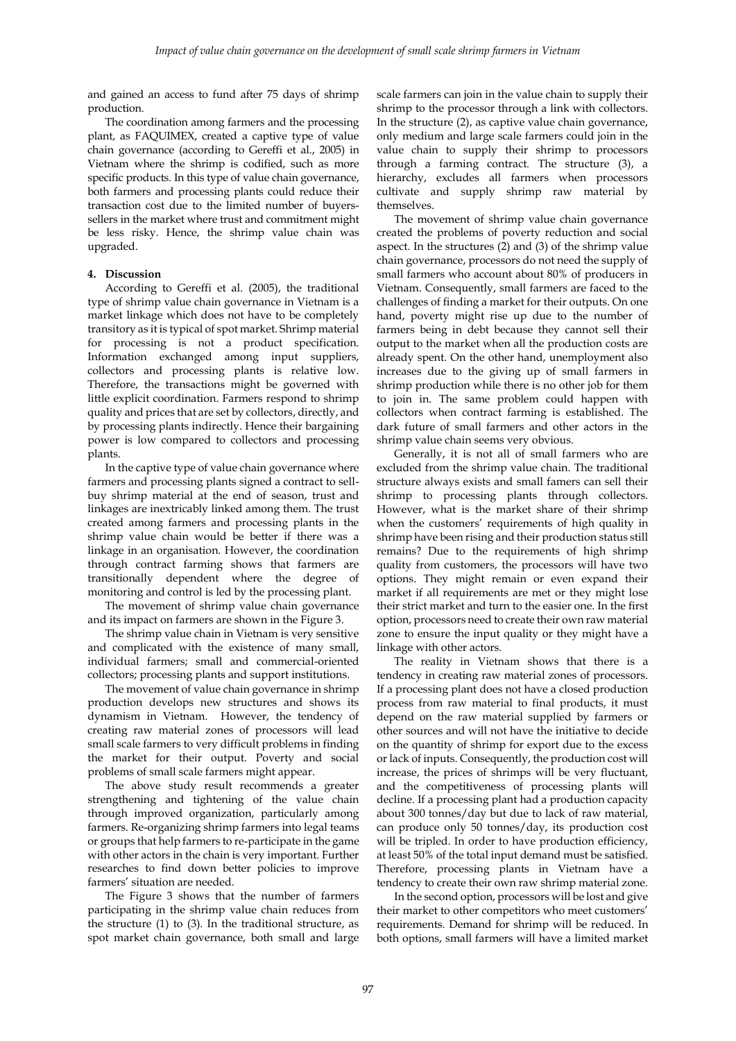and gained an access to fund after 75 days of shrimp production.

The coordination among farmers and the processing plant, as FAQUIMEX, created a captive type of value chain governance (according to Gereffi et al., 2005) in Vietnam where the shrimp is codified, such as more specific products. In this type of value chain governance, both farmers and processing plants could reduce their transaction cost due to the limited number of buyers-sellers in the market where trust and commitment might be less risky. Hence, the shrimp value chain was upgraded.

## 4. Discussion

According to Gereffi et al. (2005), the traditional type of shrimp value chain governance in Vietnam is a market linkage which does not have to be completely transitory as it is typical of spot market. Shrimp material for processing is not a product specification. Information exchanged among input suppliers, collectors and processing plants is relative low. Therefore, the transactions might be governed with little explicit coordination. Farmers respond to shrimp quality and prices that are set by collectors, directly, and by processing plants indirectly. Hence their bargaining power is low compared to collectors and processing plants.

In the captive type of value chain governance where farmers and processing plants signed a contract to sell-buy shrimp material at the end of season, trust and linkages are inextricably linked among them. The trust created among farmers and processing plants in the shrimp value chain would be better if there was a linkage in an organisation. However, the coordination through contract farming shows that farmers are transitionally dependent where the degree of monitoring and control is led by the processing plant.

The movement of shrimp value chain governance and its impact on farmers are shown in the Figure 3.

The shrimp value chain in Vietnam is very sensitive and complicated with the existence of many small, individual farmers; small and commercial-oriented collectors; processing plants and support institutions.

The movement of value chain governance in shrimp production develops new structures and shows its dynamism in Vietnam. However, the tendency of creating raw material zones of processors will lead small scale farmers to very difficult problems in finding the market for their output. Poverty and social problems of small scale farmers might appear.

The above study result recommends a greater strengthening and tightening of the value chain through improved organization, particularly among farmers. Re-organizing shrimp farmers into legal teams or groups that help farmers to re-participate in the game with other actors in the chain is very important. Further researches to find down better policies to improve farmers' situation are needed.

The Figure 3 shows that the number of farmers participating in the shrimp value chain reduces from the structure (1) to (3). In the traditional structure, as spot market chain governance, both small and large scale farmers can join in the value chain to supply their shrimp to the processor through a link with collectors. In the structure (2), as captive value chain governance, only medium and large scale farmers could join in the value chain to supply their shrimp to processors through a farming contract. The structure (3), a hierarchy, excludes all farmers when processors cultivate and supply shrimp raw material by themselves.

The movement of shrimp value chain governance created the problems of poverty reduction and social aspect. In the structures (2) and (3) of the shrimp value chain governance, processors do not need the supply of small farmers who account about 80% of producers in Vietnam. Consequently, small farmers are faced to the challenges of finding a market for their outputs. On one hand, poverty might rise up due to the number of farmers being in debt because they cannot sell their output to the market when all the production costs are already spent. On the other hand, unemployment also increases due to the giving up of small farmers in shrimp production while there is no other job for them to join in. The same problem could happen with collectors when contract farming is established. The dark future of small farmers and other actors in the shrimp value chain seems very obvious.

Generally, it is not all of small farmers who are excluded from the shrimp value chain. The traditional structure always exists and small famers can sell their shrimp to processing plants through collectors. However, what is the market share of their shrimp when the customers' requirements of high quality in shrimp have been rising and their production status still remains? Due to the requirements of high shrimp quality from customers, the processors will have two options. They might remain or even expand their market if all requirements are met or they might lose their strict market and turn to the easier one. In the first option, processors need to create their own raw material zone to ensure the input quality or they might have a linkage with other actors.

The reality in Vietnam shows that there is a tendency in creating raw material zones of processors. If a processing plant does not have a closed production process from raw material to final products, it must depend on the raw material supplied by farmers or other sources and will not have the initiative to decide on the quantity of shrimp for export due to the excess or lack of inputs. Consequently, the production cost will increase, the prices of shrimps will be very fluctuant, and the competitiveness of processing plants will decline. If a processing plant had a production capacity about 300 tonnes/day but due to lack of raw material, can produce only 50 tonnes/day, its production cost will be tripled. In order to have production efficiency, at least 50% of the total input demand must be satisfied. Therefore, processing plants in Vietnam have a tendency to create their own raw shrimp material zone.

In the second option, processors will be lost and give their market to other competitors who meet customers' requirements. Demand for shrimp will be reduced. In both options, small farmers will have a limited market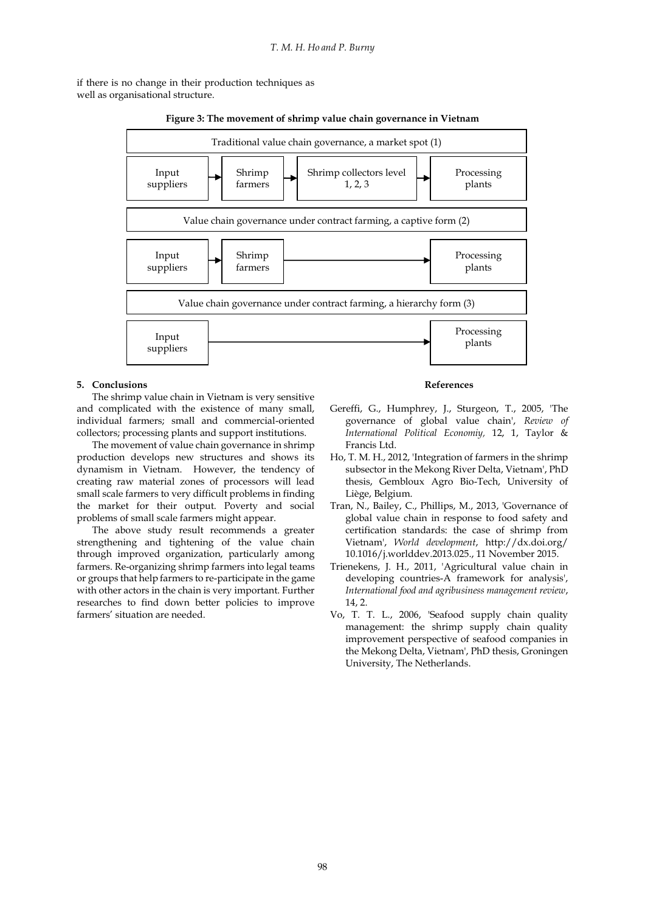if there is no change in their production techniques as well as organisational structure.

**Figure 3: The movement of shrimp value chain governance in Vietnam**

Traditional value chain governance, a market spot (1)

Input suppliers → Shrimp farmers → Shrimp collectors level 1, 2, 3 → Processing plants

Value chain governance under contract farming, a captive form (2)

Input suppliers → Shrimp farmers → Processing plants

Value chain governance under contract farming, a hierarchy form (3)

Input suppliers → Processing plants

## 5. Conclusions

The shrimp value chain in Vietnam is very sensitive and complicated with the existence of many small, individual farmers; small and commercial-oriented collectors; processing plants and support institutions.

The movement of value chain governance in shrimp production develops new structures and shows its dynamism in Vietnam. However, the tendency of creating raw material zones of processors will lead small scale farmers to very difficult problems in finding the market for their output. Poverty and social problems of small scale farmers might appear.

The above study result recommends a greater strengthening and tightening of the value chain through improved organization, particularly among farmers. Re-organizing shrimp farmers into legal teams or groups that help farmers to re-participate in the game with other actors in the chain is very important. Further researches to find down better policies to improve farmers' situation are needed.

## References

Gereffi, G., Humphrey, J., Sturgeon, T., 2005, 'The governance of global value chain', *Review of International Political Economiy,* 12, 1, Taylor & Francis Ltd.

Ho, T. M. H., 2012, 'Integration of farmers in the shrimp subsector in the Mekong River Delta, Vietnam', PhD thesis, Gembloux Agro Bio-Tech, University of Liège, Belgium.

Tran, N., Bailey, C., Phillips, M., 2013, 'Governance of global value chain in response to food safety and certification standards: the case of shrimp from Vietnam', *World development*, http://dx.doi.org/10.1016/j.worlddev.2013.025., 11 November 2015.

Trienekens, J. H., 2011, 'Agricultural value chain in developing countries-A framework for analysis', *International food and agribusiness management review*, 14, 2.

Vo, T. T. L., 2006, 'Seafood supply chain quality management: the shrimp supply chain quality improvement perspective of seafood companies in the Mekong Delta, Vietnam', PhD thesis, Groningen University, The Netherlands.